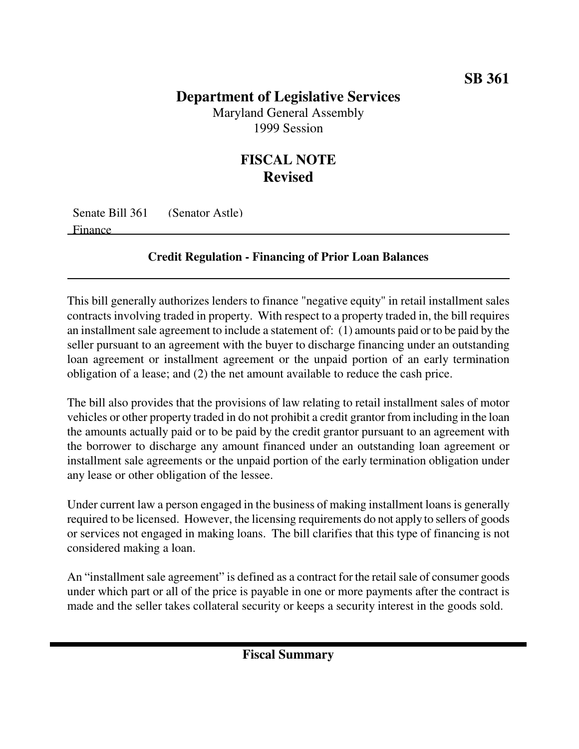**SB 361**

# Department of Legislative Services

Maryland General Assembly
1999 Session

## FISCAL NOTE
## Revised

Senate Bill 361 (Senator Astle)
Finance

### Credit Regulation - Financing of Prior Loan Balances

This bill generally authorizes lenders to finance "negative equity" in retail installment sales contracts involving traded in property. With respect to a property traded in, the bill requires an installment sale agreement to include a statement of: (1) amounts paid or to be paid by the seller pursuant to an agreement with the buyer to discharge financing under an outstanding loan agreement or installment agreement or the unpaid portion of an early termination obligation of a lease; and (2) the net amount available to reduce the cash price.

The bill also provides that the provisions of law relating to retail installment sales of motor vehicles or other property traded in do not prohibit a credit grantor from including in the loan the amounts actually paid or to be paid by the credit grantor pursuant to an agreement with the borrower to discharge any amount financed under an outstanding loan agreement or installment sale agreements or the unpaid portion of the early termination obligation under any lease or other obligation of the lessee.

Under current law a person engaged in the business of making installment loans is generally required to be licensed. However, the licensing requirements do not apply to sellers of goods or services not engaged in making loans. The bill clarifies that this type of financing is not considered making a loan.

An "installment sale agreement" is defined as a contract for the retail sale of consumer goods under which part or all of the price is payable in one or more payments after the contract is made and the seller takes collateral security or keeps a security interest in the goods sold.

## Fiscal Summary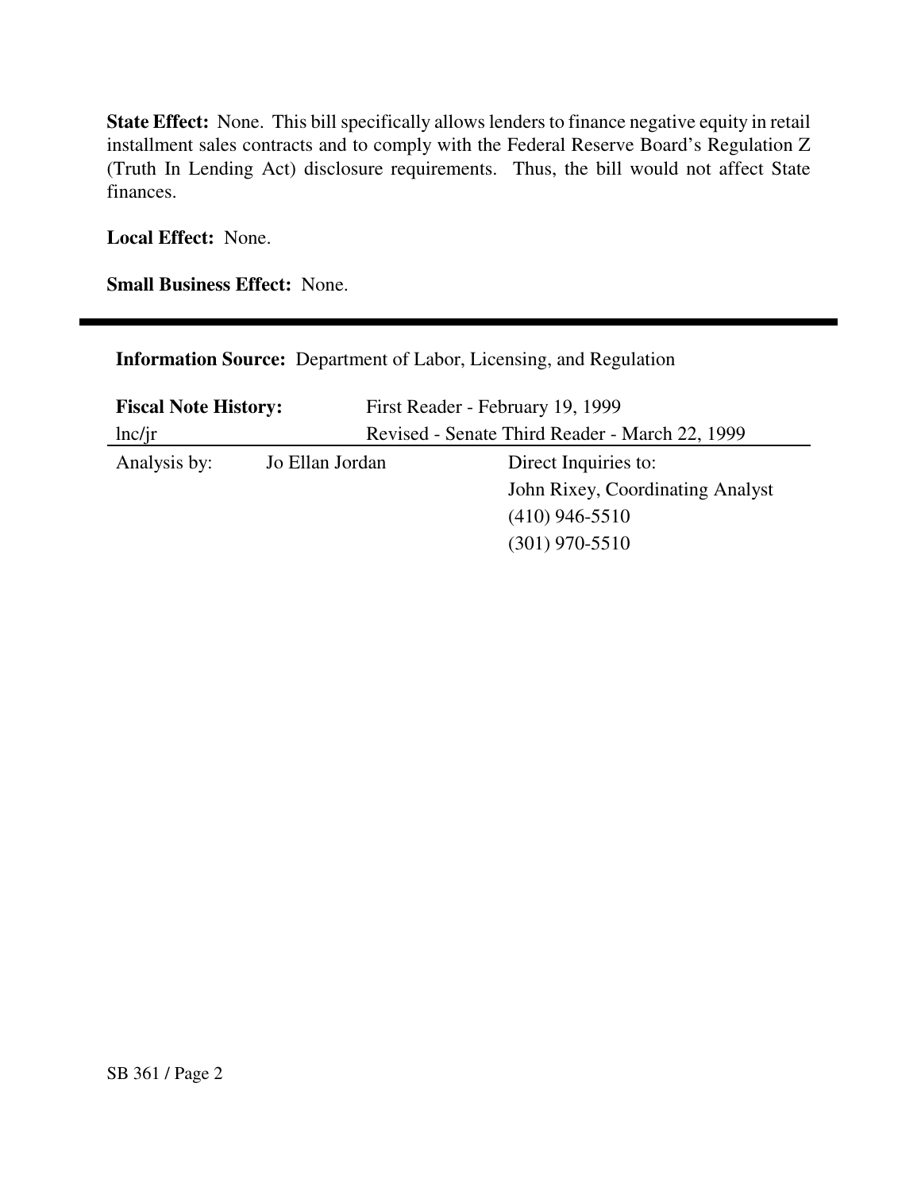**State Effect:** None. This bill specifically allows lenders to finance negative equity in retail installment sales contracts and to comply with the Federal Reserve Board's Regulation Z (Truth In Lending Act) disclosure requirements. Thus, the bill would not affect State finances.

**Local Effect:** None.

**Small Business Effect:** None.

---

**Information Source:** Department of Labor, Licensing, and Regulation

**Fiscal Note History:** First Reader - February 19, 1999
lnc/jr Revised - Senate Third Reader - March 22, 1999

Analysis by: Jo Ellan Jordan

Direct Inquiries to:
John Rixey, Coordinating Analyst
(410) 946-5510
(301) 970-5510